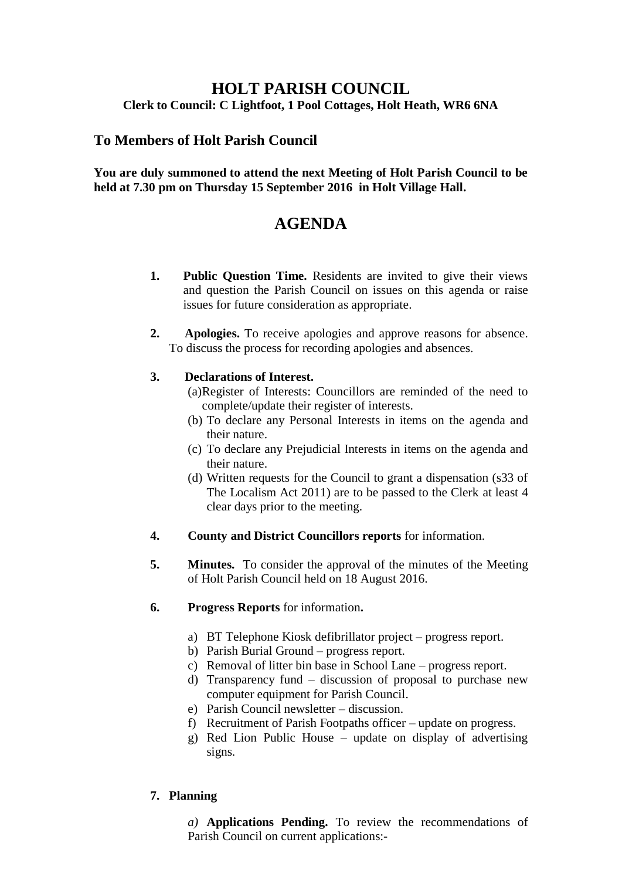# HOLT PARISH COUNCIL

**Clerk to Council: C Lightfoot, 1 Pool Cottages, Holt Heath, WR6 6NA**

## To Members of Holt Parish Council

**You are duly summoned to attend the next Meeting of Holt Parish Council to be held at 7.30 pm on Thursday 15 September 2016 in Holt Village Hall.**

## AGENDA

1. **Public Question Time.** Residents are invited to give their views and question the Parish Council on issues on this agenda or raise issues for future consideration as appropriate.

2. **Apologies.** To receive apologies and approve reasons for absence. To discuss the process for recording apologies and absences.

3. **Declarations of Interest.**
   (a) Register of Interests: Councillors are reminded of the need to complete/update their register of interests.
   (b) To declare any Personal Interests in items on the agenda and their nature.
   (c) To declare any Prejudicial Interests in items on the agenda and their nature.
   (d) Written requests for the Council to grant a dispensation (s33 of The Localism Act 2011) are to be passed to the Clerk at least 4 clear days prior to the meeting.

4. **County and District Councillors reports** for information.

5. **Minutes.** To consider the approval of the minutes of the Meeting of Holt Parish Council held on 18 August 2016.

6. **Progress Reports** for information**.**

   a) BT Telephone Kiosk defibrillator project – progress report.
   b) Parish Burial Ground – progress report.
   c) Removal of litter bin base in School Lane – progress report.
   d) Transparency fund – discussion of proposal to purchase new computer equipment for Parish Council.
   e) Parish Council newsletter – discussion.
   f) Recruitment of Parish Footpaths officer – update on progress.
   g) Red Lion Public House – update on display of advertising signs.

7. **Planning**

   *a)* **Applications Pending.** To review the recommendations of Parish Council on current applications:-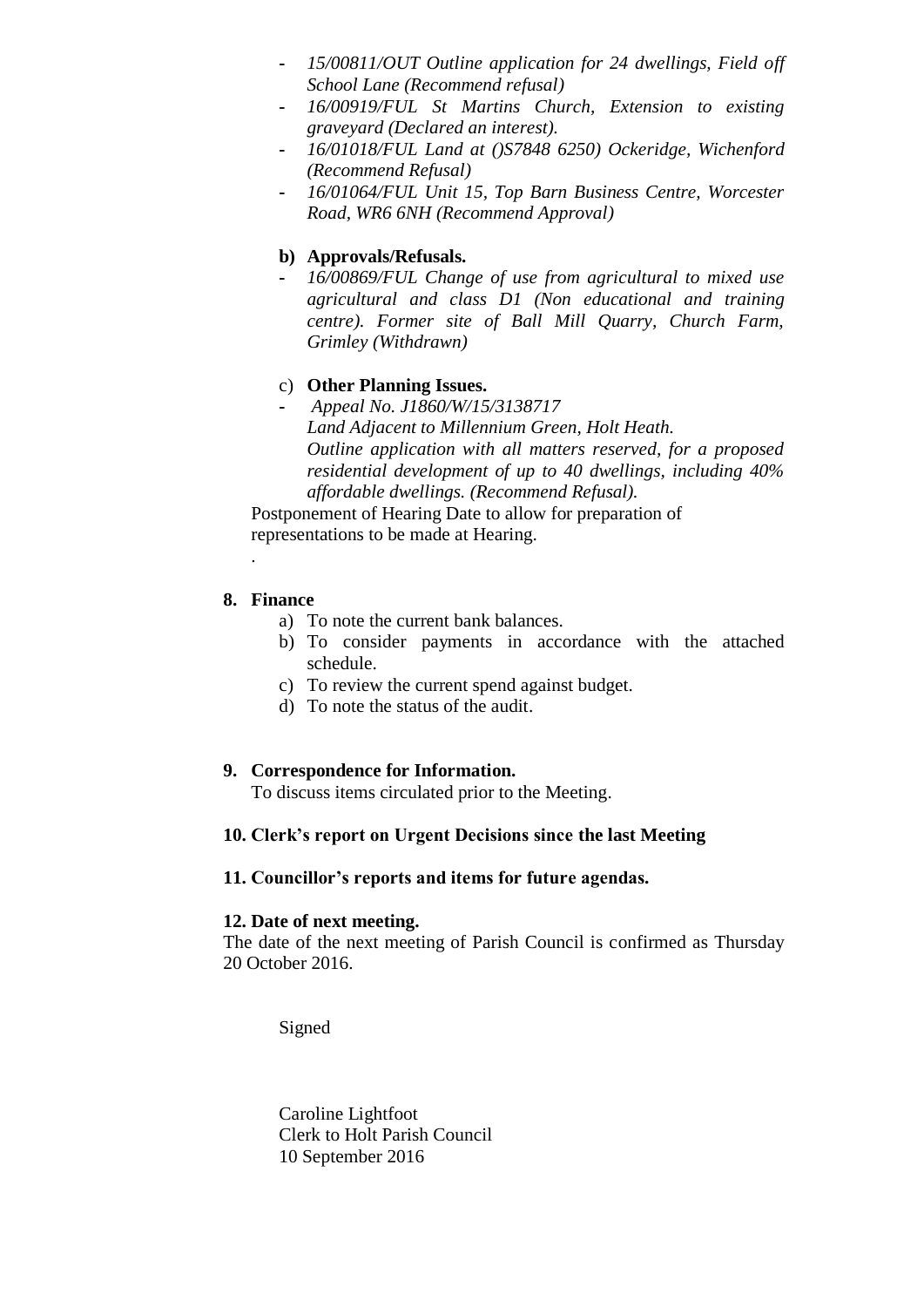- *15/00811/OUT Outline application for 24 dwellings, Field off School Lane (Recommend refusal)*
- *16/00919/FUL St Martins Church, Extension to existing graveyard (Declared an interest).*
- *16/01018/FUL Land at ()S7848 6250) Ockeridge, Wichenford (Recommend Refusal)*
- *16/01064/FUL Unit 15, Top Barn Business Centre, Worcester Road, WR6 6NH (Recommend Approval)*

**b) Approvals/Refusals.**

- *16/00869/FUL Change of use from agricultural to mixed use agricultural and class D1 (Non educational and training centre). Former site of Ball Mill Quarry, Church Farm, Grimley (Withdrawn)*

c) **Other Planning Issues.**

- *Appeal No. J1860/W/15/3138717*
  *Land Adjacent to Millennium Green, Holt Heath.*
  *Outline application with all matters reserved, for a proposed residential development of up to 40 dwellings, including 40% affordable dwellings. (Recommend Refusal).*

Postponement of Hearing Date to allow for preparation of representations to be made at Hearing.

.

**8. Finance**

a) To note the current bank balances.
b) To consider payments in accordance with the attached schedule.
c) To review the current spend against budget.
d) To note the status of the audit.

**9. Correspondence for Information.**

To discuss items circulated prior to the Meeting.

**10. Clerk's report on Urgent Decisions since the last Meeting**

**11. Councillor's reports and items for future agendas.**

**12. Date of next meeting.**

The date of the next meeting of Parish Council is confirmed as Thursday 20 October 2016.

Signed

Caroline Lightfoot
Clerk to Holt Parish Council
10 September 2016